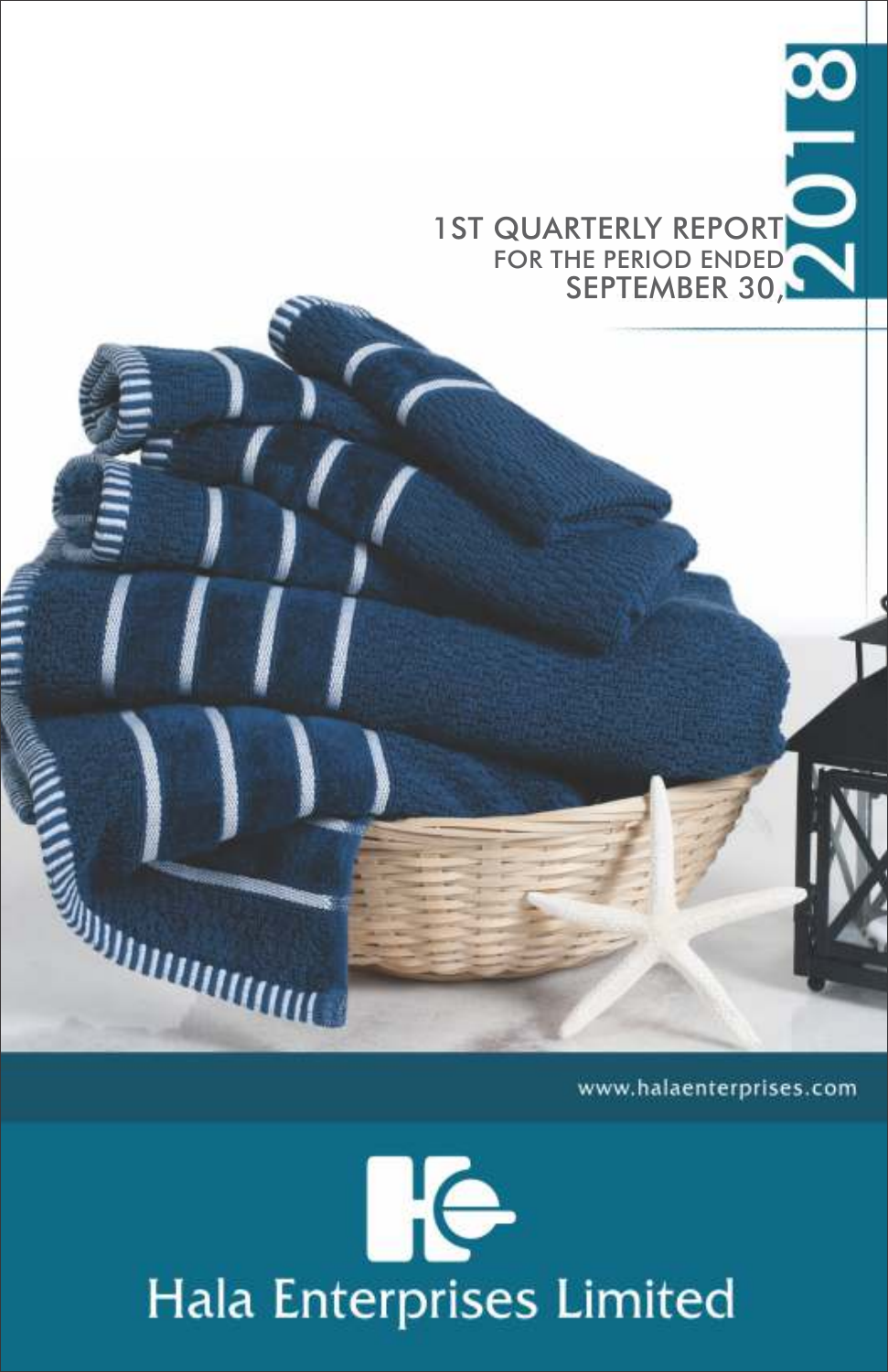# 1ST QUARTERLY REPORT

FOR THE PERIOD ENDED

SEPTEMBER 30, 2018

www.halaenterprises.com

## Hala Enterprises Limited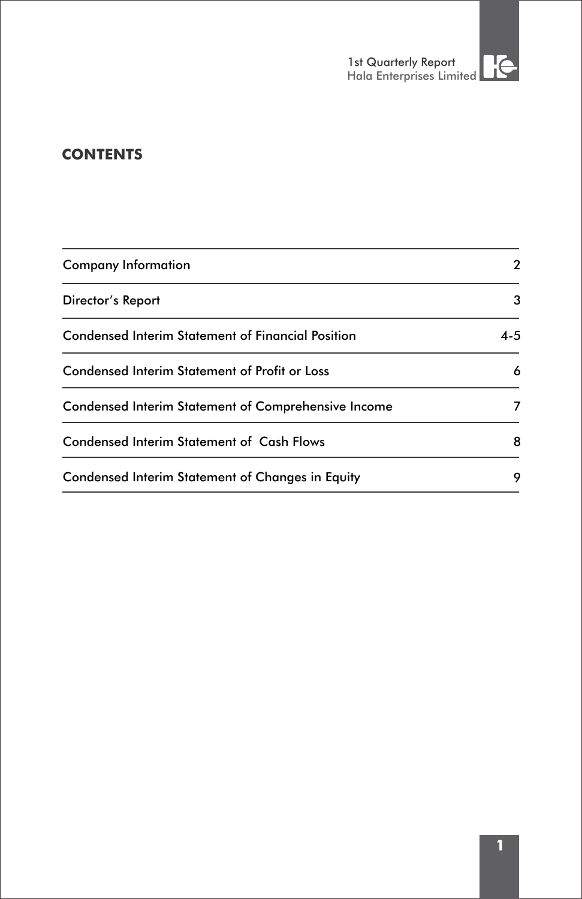## CONTENTS

| | |
|---|---|
| Company Information | 2 |
| Director's Report | 3 |
| Condensed Interim Statement of Financial Position | 4-5 |
| Condensed Interim Statement of Profit or Loss | 6 |
| Condensed Interim Statement of Comprehensive Income | 7 |
| Condensed Interim Statement of Cash Flows | 8 |
| Condensed Interim Statement of Changes in Equity | 9 |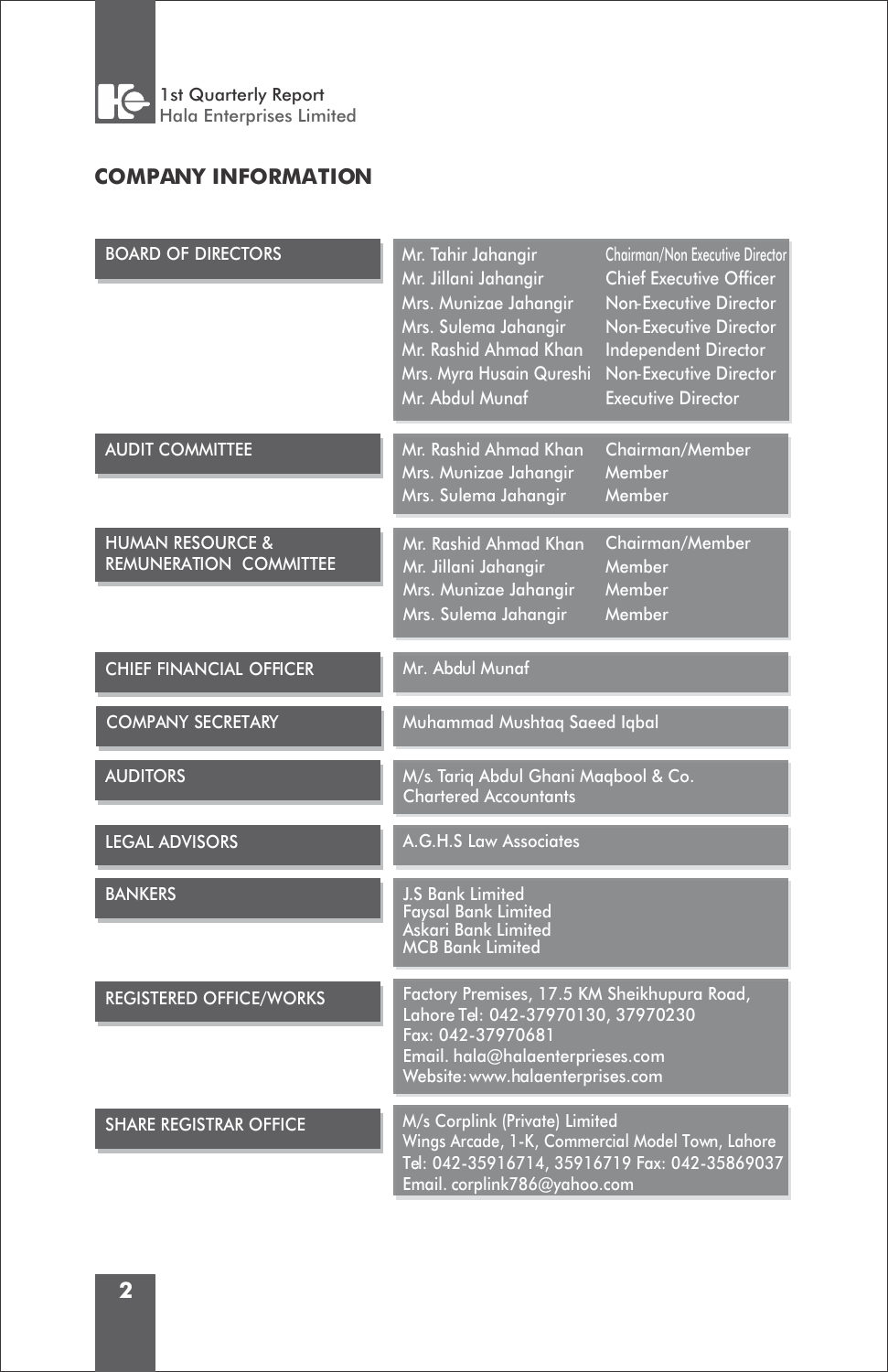## COMPANY INFORMATION

| | | |
|---|---|---|
| BOARD OF DIRECTORS | Mr. Tahir Jahangir | Chairman/Non Executive Director |
| | Mr. Jillani Jahangir | Chief Executive Officer |
| | Mrs. Munizae Jahangir | Non-Executive Director |
| | Mrs. Sulema Jahangir | Non-Executive Director |
| | Mr. Rashid Ahmad Khan | Independent Director |
| | Mrs. Myra Husain Qureshi | Non-Executive Director |
| | Mr. Abdul Munaf | Executive Director |
| AUDIT COMMITTEE | Mr. Rashid Ahmad Khan | Chairman/Member |
| | Mrs. Munizae Jahangir | Member |
| | Mrs. Sulema Jahangir | Member |
| HUMAN RESOURCE & REMUNERATION COMMITTEE | Mr. Rashid Ahmad Khan | Chairman/Member |
| | Mr. Jillani Jahangir | Member |
| | Mrs. Munizae Jahangir | Member |
| | Mrs. Sulema Jahangir | Member |
| CHIEF FINANCIAL OFFICER | Mr. Abdul Munaf | |
| COMPANY SECRETARY | Muhammad Mushtaq Saeed Iqbal | |
| AUDITORS | M/s. Tariq Abdul Ghani Maqbool & Co.<br>Chartered Accountants | |
| LEGAL ADVISORS | A.G.H.S Law Associates | |
| BANKERS | J.S Bank Limited<br>Faysal Bank Limited<br>Askari Bank Limited<br>MCB Bank Limited | |
| REGISTERED OFFICE/WORKS | Factory Premises, 17.5 KM Sheikhupura Road, Lahore Tel: 042-37970130, 37970230<br>Fax: 042-37970681<br>Email. hala@halaenterprieses.com<br>Website: www.halaenterprises.com | |
| SHARE REGISTRAR OFFICE | M/s Corplink (Private) Limited<br>Wings Arcade, 1-K, Commercial Model Town, Lahore<br>Tel: 042-35916714, 35916719 Fax: 042-35869037<br>Email. corplink786@yahoo.com | |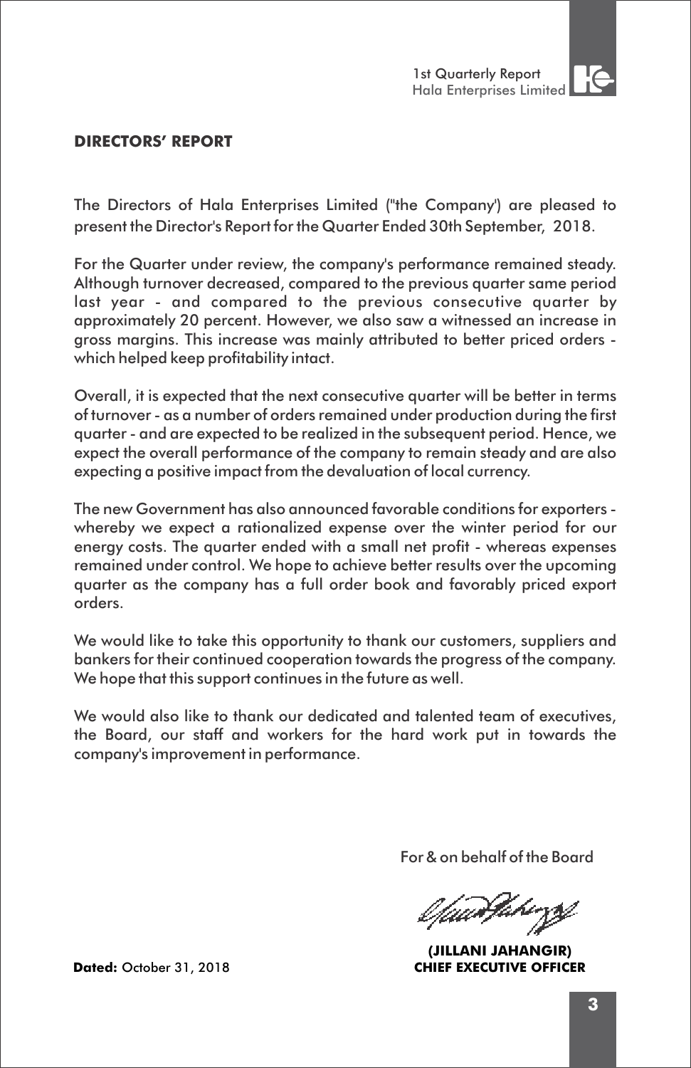## DIRECTORS' REPORT

The Directors of Hala Enterprises Limited ("the Company') are pleased to present the Director's Report for the Quarter Ended 30th September, 2018.

For the Quarter under review, the company's performance remained steady. Although turnover decreased, compared to the previous quarter same period last year - and compared to the previous consecutive quarter by approximately 20 percent. However, we also saw a witnessed an increase in gross margins. This increase was mainly attributed to better priced orders - which helped keep profitability intact.

Overall, it is expected that the next consecutive quarter will be better in terms of turnover - as a number of orders remained under production during the first quarter - and are expected to be realized in the subsequent period. Hence, we expect the overall performance of the company to remain steady and are also expecting a positive impact from the devaluation of local currency.

The new Government has also announced favorable conditions for exporters - whereby we expect a rationalized expense over the winter period for our energy costs. The quarter ended with a small net profit - whereas expenses remained under control. We hope to achieve better results over the upcoming quarter as the company has a full order book and favorably priced export orders.

We would like to take this opportunity to thank our customers, suppliers and bankers for their continued cooperation towards the progress of the company. We hope that this support continues in the future as well.

We would also like to thank our dedicated and talented team of executives, the Board, our staff and workers for the hard work put in towards the company's improvement in performance.

For & on behalf of the Board

**(JILLANI JAHANGIR)**
**CHIEF EXECUTIVE OFFICER**

**Dated:** October 31, 2018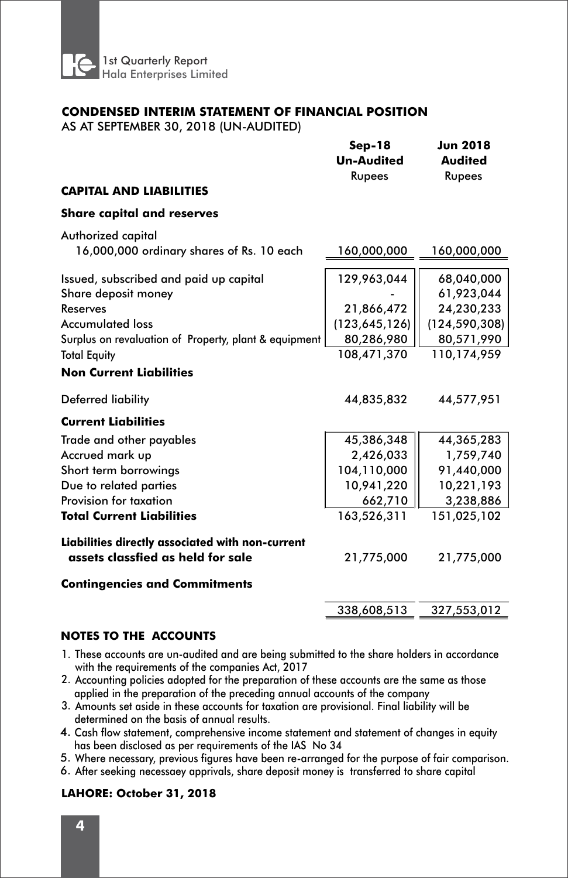## CONDENSED INTERIM STATEMENT OF FINANCIAL POSITION

AS AT SEPTEMBER 30, 2018 (UN-AUDITED)

| | Sep-18 Un-Audited Rupees | Jun 2018 Audited Rupees |
|---|---|---|
| **CAPITAL AND LIABILITIES** | | |
| **Share capital and reserves** | | |
| Authorized capital | | |
| 16,000,000 ordinary shares of Rs. 10 each | 160,000,000 | 160,000,000 |
| Issued, subscribed and paid up capital | 129,963,044 | 68,040,000 |
| Share deposit money | - | 61,923,044 |
| Reserves | 21,866,472 | 24,230,233 |
| Accumulated loss | (123,645,126) | (124,590,308) |
| Surplus on revaluation of Property, plant & equipment | 80,286,980 | 80,571,990 |
| Total Equity | 108,471,370 | 110,174,959 |
| **Non Current Liabilities** | | |
| Deferred liability | 44,835,832 | 44,577,951 |
| **Current Liabilities** | | |
| Trade and other payables | 45,386,348 | 44,365,283 |
| Accrued mark up | 2,426,033 | 1,759,740 |
| Short term borrowings | 104,110,000 | 91,440,000 |
| Due to related parties | 10,941,220 | 10,221,193 |
| Provision for taxation | 662,710 | 3,238,886 |
| **Total Current Liabilities** | 163,526,311 | 151,025,102 |
| **Liabilities directly associated with non-current assets classfied as held for sale** | 21,775,000 | 21,775,000 |
| **Contingencies and Commitments** | | |
| | 338,608,513 | 327,553,012 |

### NOTES TO THE ACCOUNTS

1. These accounts are un-audited and are being submitted to the share holders in accordance with the requirements of the companies Act, 2017
2. Accounting policies adopted for the preparation of these accounts are the same as those applied in the preparation of the preceding annual accounts of the company
3. Amounts set aside in these accounts for taxation are provisional. Final liability will be determined on the basis of annual results.
4. Cash flow statement, comprehensive income statement and statement of changes in equity has been disclosed as per requirements of the IAS No 34
5. Where necessary, previous figures have been re-arranged for the purpose of fair comparison.
6. After seeking necessaey apprivals, share deposit money is transferred to share capital

**LAHORE: October 31, 2018**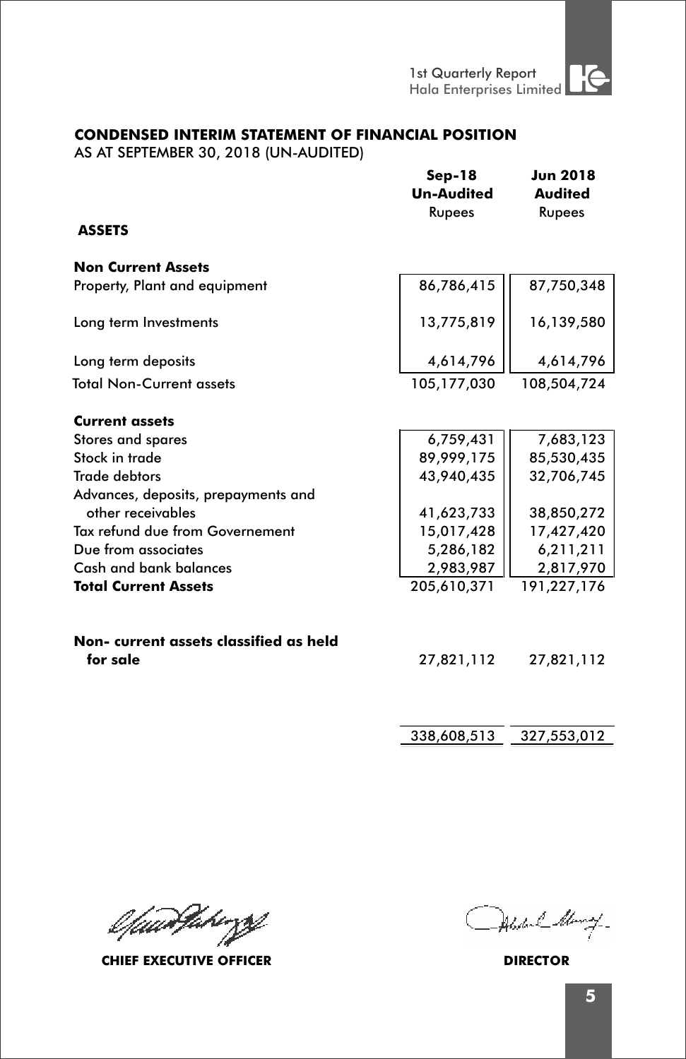**CONDENSED INTERIM STATEMENT OF FINANCIAL POSITION**
AS AT SEPTEMBER 30, 2018 (UN-AUDITED)

| | Sep-18 Un-Audited Rupees | Jun 2018 Audited Rupees |
|---|---|---|
| **ASSETS** | | |
| **Non Current Assets** | | |
| Property, Plant and equipment | 86,786,415 | 87,750,348 |
| Long term Investments | 13,775,819 | 16,139,580 |
| Long term deposits | 4,614,796 | 4,614,796 |
| Total Non-Current assets | 105,177,030 | 108,504,724 |
| **Current assets** | | |
| Stores and spares | 6,759,431 | 7,683,123 |
| Stock in trade | 89,999,175 | 85,530,435 |
| Trade debtors | 43,940,435 | 32,706,745 |
| Advances, deposits, prepayments and other receivables | 41,623,733 | 38,850,272 |
| Tax refund due from Governement | 15,017,428 | 17,427,420 |
| Due from associates | 5,286,182 | 6,211,211 |
| Cash and bank balances | 2,983,987 | 2,817,970 |
| **Total Current Assets** | 205,610,371 | 191,227,176 |
| **Non- current assets classified as held for sale** | 27,821,112 | 27,821,112 |
| | 338,608,513 | 327,553,012 |

**CHIEF EXECUTIVE OFFICER** **DIRECTOR**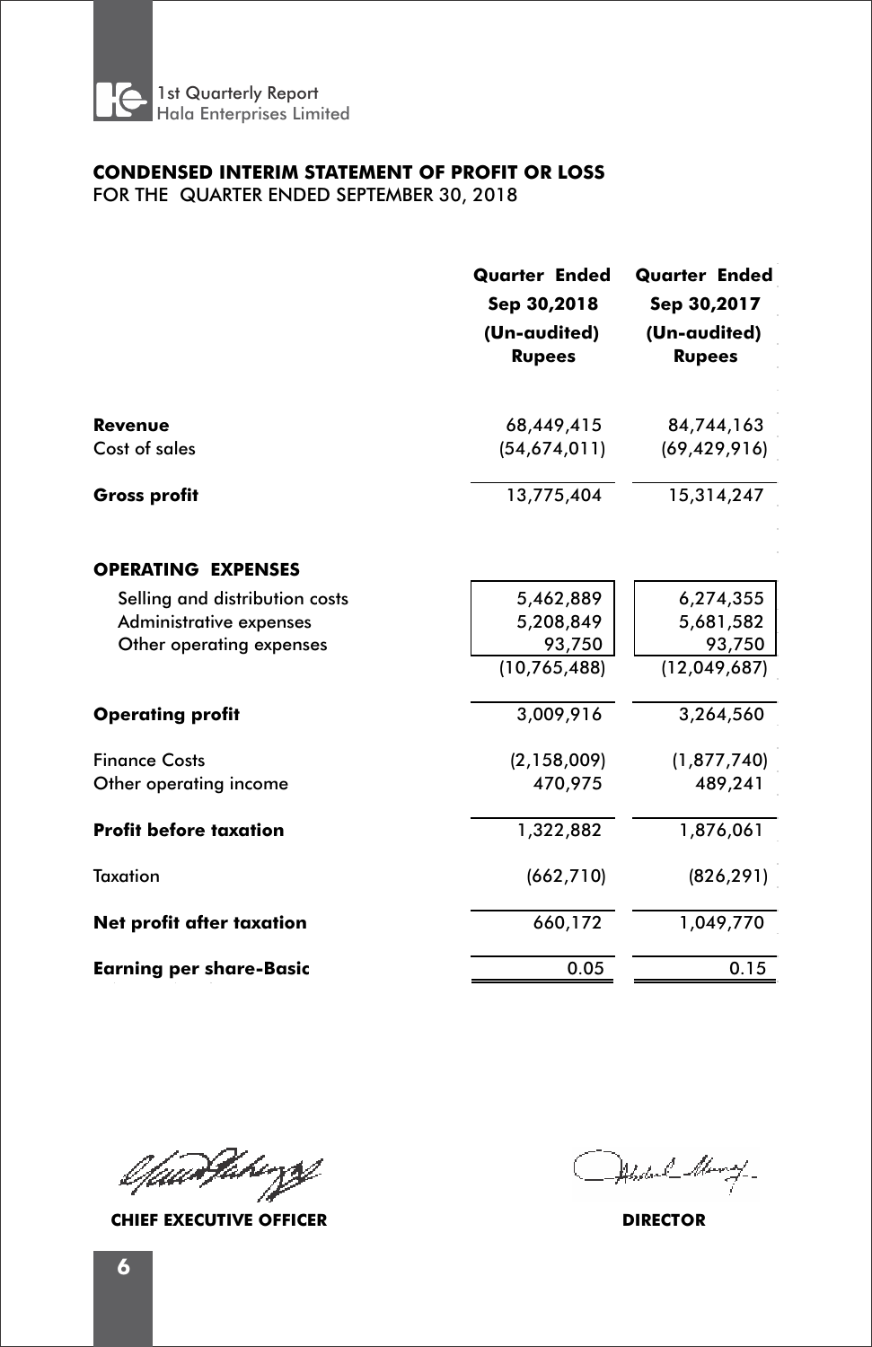## CONDENSED INTERIM STATEMENT OF PROFIT OR LOSS

FOR THE QUARTER ENDED SEPTEMBER 30, 2018

| | Quarter Ended Sep 30,2018 (Un-audited) Rupees | Quarter Ended Sep 30,2017 (Un-audited) Rupees |
|---|---|---|
| **Revenue** | 68,449,415 | 84,744,163 |
| Cost of sales | (54,674,011) | (69,429,916) |
| **Gross profit** | 13,775,404 | 15,314,247 |
| **OPERATING EXPENSES** | | |
| Selling and distribution costs | 5,462,889 | 6,274,355 |
| Administrative expenses | 5,208,849 | 5,681,582 |
| Other operating expenses | 93,750 | 93,750 |
| | (10,765,488) | (12,049,687) |
| **Operating profit** | 3,009,916 | 3,264,560 |
| Finance Costs | (2,158,009) | (1,877,740) |
| Other operating income | 470,975 | 489,241 |
| **Profit before taxation** | 1,322,882 | 1,876,061 |
| Taxation | (662,710) | (826,291) |
| **Net profit after taxation** | 660,172 | 1,049,770 |
| **Earning per share-Basic** | 0.05 | 0.15 |

**CHIEF EXECUTIVE OFFICER** | **DIRECTOR**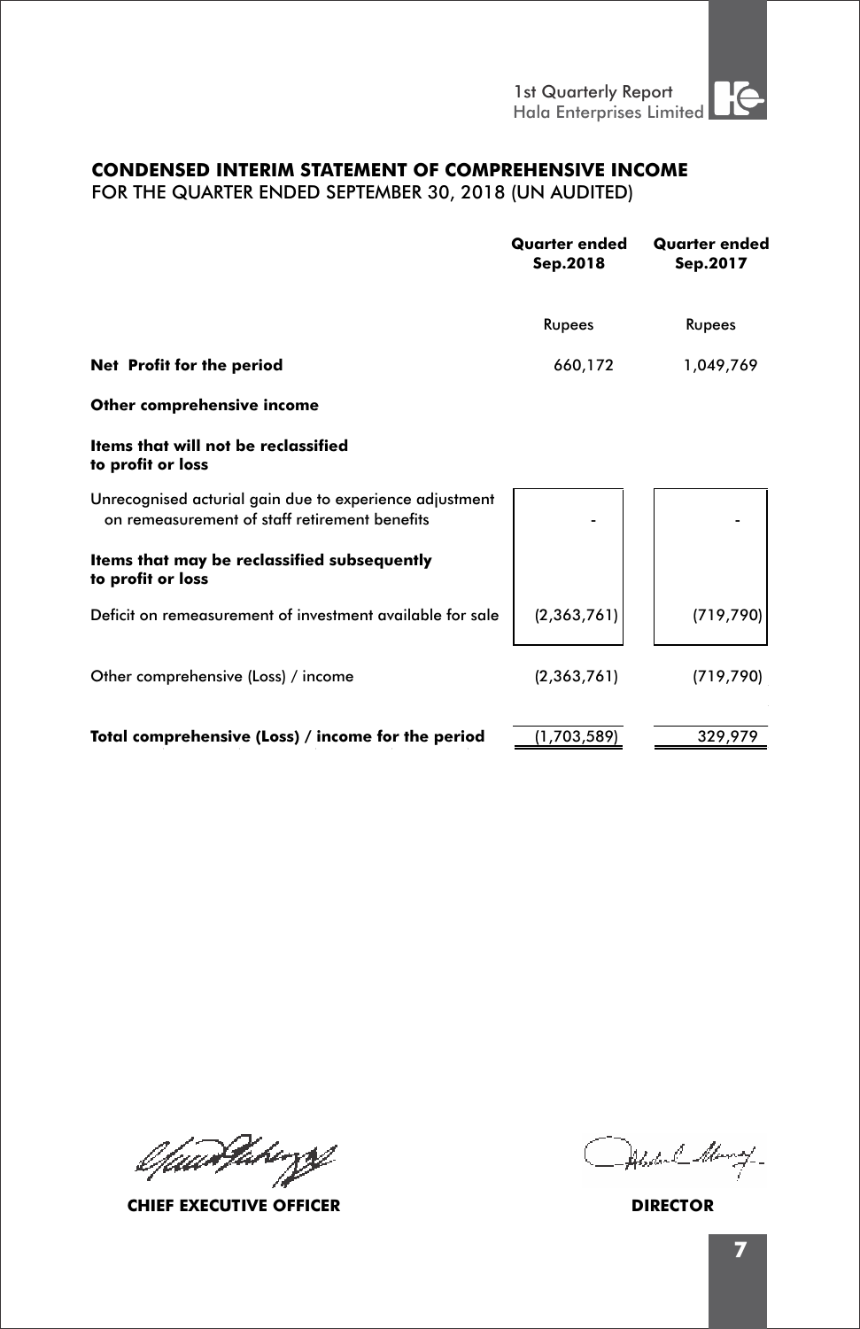## CONDENSED INTERIM STATEMENT OF COMPREHENSIVE INCOME
FOR THE QUARTER ENDED SEPTEMBER 30, 2018 (UN AUDITED)

| | Quarter ended Sep.2018 | Quarter ended Sep.2017 |
|---|---|---|
| | Rupees | Rupees |
| **Net Profit for the period** | 660,172 | 1,049,769 |
| **Other comprehensive income** | | |
| **Items that will not be reclassified to profit or loss** | | |
| Unrecognised acturial gain due to experience adjustment on remeasurement of staff retirement benefits | - | - |
| **Items that may be reclassified subsequently to profit or loss** | | |
| Deficit on remeasurement of investment available for sale | (2,363,761) | (719,790) |
| Other comprehensive (Loss) / income | (2,363,761) | (719,790) |
| **Total comprehensive (Loss) / income for the period** | (1,703,589) | 329,979 |

**CHIEF EXECUTIVE OFFICER** **DIRECTOR**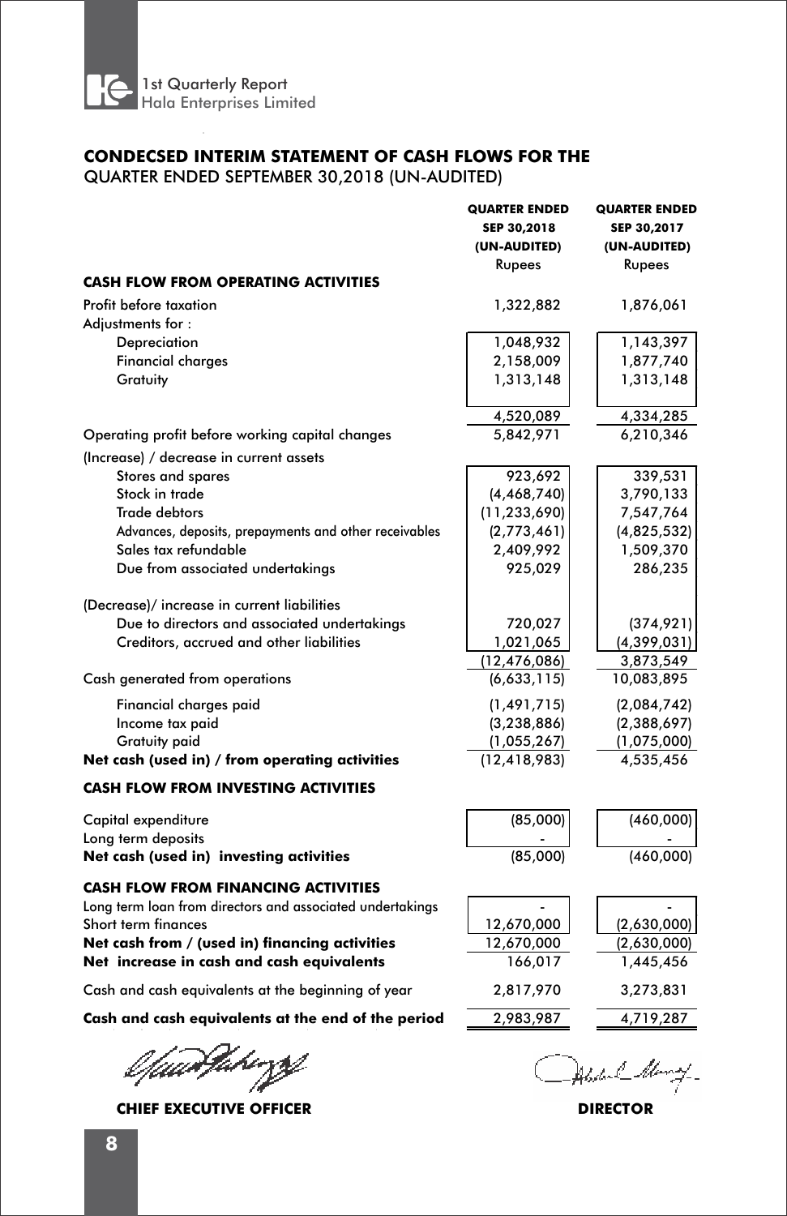## CONDECSED INTERIM STATEMENT OF CASH FLOWS FOR THE
QUARTER ENDED SEPTEMBER 30,2018 (UN-AUDITED)

| | QUARTER ENDED SEP 30,2018 (UN-AUDITED) Rupees | QUARTER ENDED SEP 30,2017 (UN-AUDITED) Rupees |
|---|---|---|
| **CASH FLOW FROM OPERATING ACTIVITIES** | | |
| Profit before taxation | 1,322,882 | 1,876,061 |
| Adjustments for : | | |
| Depreciation | 1,048,932 | 1,143,397 |
| Financial charges | 2,158,009 | 1,877,740 |
| Gratuity | 1,313,148 | 1,313,148 |
| | 4,520,089 | 4,334,285 |
| Operating profit before working capital changes | 5,842,971 | 6,210,346 |
| (Increase) / decrease in current assets | | |
| Stores and spares | 923,692 | 339,531 |
| Stock in trade | (4,468,740) | 3,790,133 |
| Trade debtors | (11,233,690) | 7,547,764 |
| Advances, deposits, prepayments and other receivables | (2,773,461) | (4,825,532) |
| Sales tax refundable | 2,409,992 | 1,509,370 |
| Due from associated undertakings | 925,029 | 286,235 |
| (Decrease)/ increase in current liabilities | | |
| Due to directors and associated undertakings | 720,027 | (374,921) |
| Creditors, accrued and other liabilities | 1,021,065 | (4,399,031) |
| | (12,476,086) | 3,873,549 |
| Cash generated from operations | (6,633,115) | 10,083,895 |
| Financial charges paid | (1,491,715) | (2,084,742) |
| Income tax paid | (3,238,886) | (2,388,697) |
| Gratuity paid | (1,055,267) | (1,075,000) |
| **Net cash (used in) / from operating activities** | (12,418,983) | 4,535,456 |
| **CASH FLOW FROM INVESTING ACTIVITIES** | | |
| Capital expenditure | (85,000) | (460,000) |
| Long term deposits | - | - |
| **Net cash (used in) investing activities** | (85,000) | (460,000) |
| **CASH FLOW FROM FINANCING ACTIVITIES** | | |
| Long term loan from directors and associated undertakings | - | - |
| Short term finances | 12,670,000 | (2,630,000) |
| **Net cash from / (used in) financing activities** | 12,670,000 | (2,630,000) |
| **Net increase in cash and cash equivalents** | 166,017 | 1,445,456 |
| Cash and cash equivalents at the beginning of year | 2,817,970 | 3,273,831 |
| **Cash and cash equivalents at the end of the period** | 2,983,987 | 4,719,287 |

**CHIEF EXECUTIVE OFFICER** **DIRECTOR**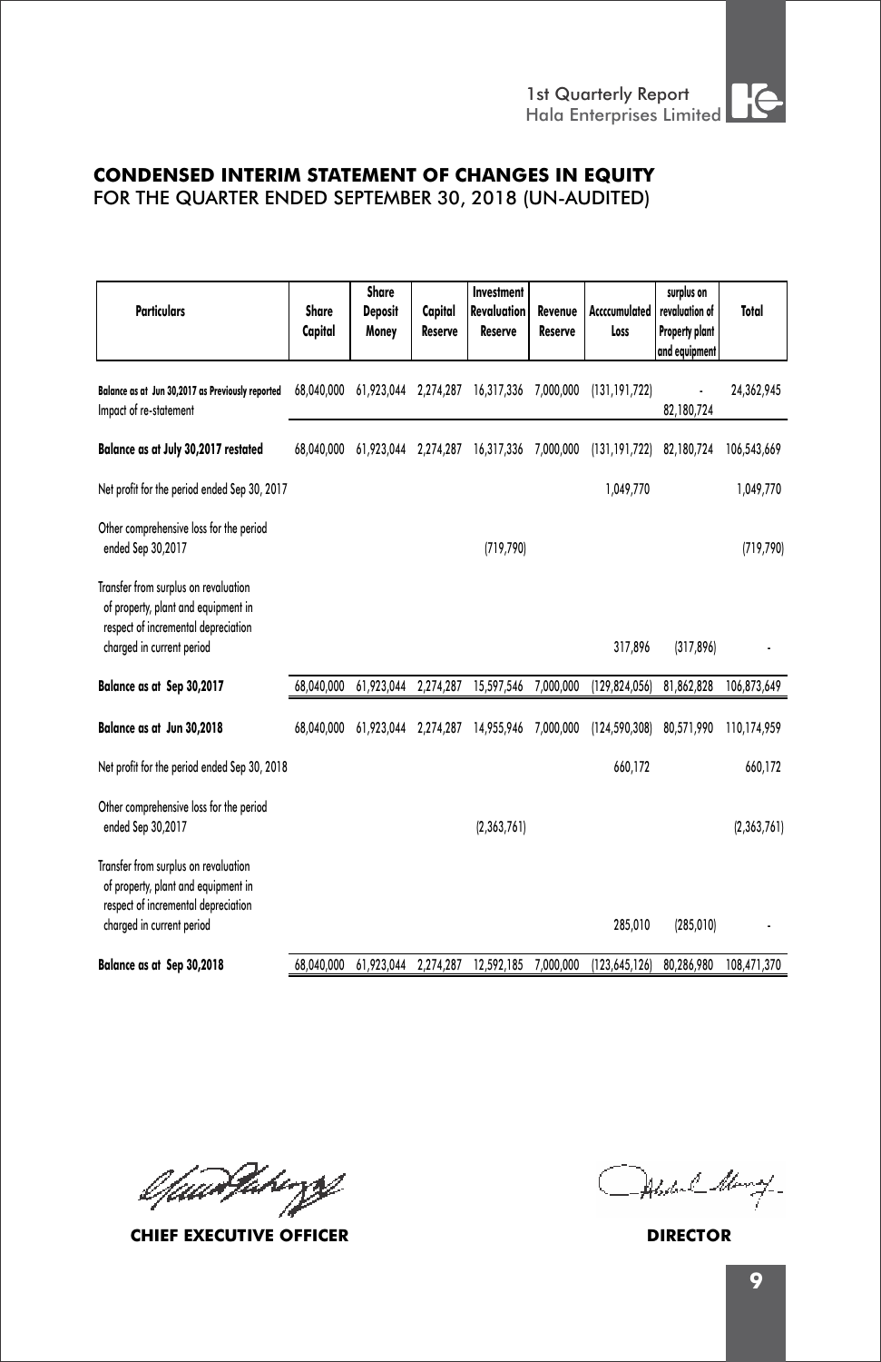# CONDENSED INTERIM STATEMENT OF CHANGES IN EQUITY
FOR THE QUARTER ENDED SEPTEMBER 30, 2018 (UN-AUDITED)

| Particulars | Share Capital | Share Deposit Money | Capital Reserve | Investment Revaluation Reserve | Revenue Reserve | Acccumulated Loss | surplus on revaluation of Property plant and equipment | Total |
|---|---|---|---|---|---|---|---|---|
| Balance as at Jun 30,2017 as Previously reported | 68,040,000 | 61,923,044 | 2,274,287 | 16,317,336 | 7,000,000 | (131,191,722) | - | 24,362,945 |
| Impact of re-statement | | | | | | | 82,180,724 | |
| **Balance as at July 30,2017 restated** | 68,040,000 | 61,923,044 | 2,274,287 | 16,317,336 | 7,000,000 | (131,191,722) | 82,180,724 | 106,543,669 |
| Net profit for the period ended Sep 30, 2017 | | | | | | 1,049,770 | | 1,049,770 |
| Other comprehensive loss for the period ended Sep 30,2017 | | | | (719,790) | | | | (719,790) |
| Transfer from surplus on revaluation of property, plant and equipment in respect of incremental depreciation charged in current period | | | | | | 317,896 | (317,896) | - |
| **Balance as at Sep 30,2017** | 68,040,000 | 61,923,044 | 2,274,287 | 15,597,546 | 7,000,000 | (129,824,056) | 81,862,828 | 106,873,649 |
| **Balance as at Jun 30,2018** | 68,040,000 | 61,923,044 | 2,274,287 | 14,955,946 | 7,000,000 | (124,590,308) | 80,571,990 | 110,174,959 |
| Net profit for the period ended Sep 30, 2018 | | | | | | 660,172 | | 660,172 |
| Other comprehensive loss for the period ended Sep 30,2017 | | | | (2,363,761) | | | | (2,363,761) |
| Transfer from surplus on revaluation of property, plant and equipment in respect of incremental depreciation charged in current period | | | | | | 285,010 | (285,010) | - |
| **Balance as at Sep 30,2018** | 68,040,000 | 61,923,044 | 2,274,287 | 12,592,185 | 7,000,000 | (123,645,126) | 80,286,980 | 108,471,370 |

**CHIEF EXECUTIVE OFFICER** **DIRECTOR**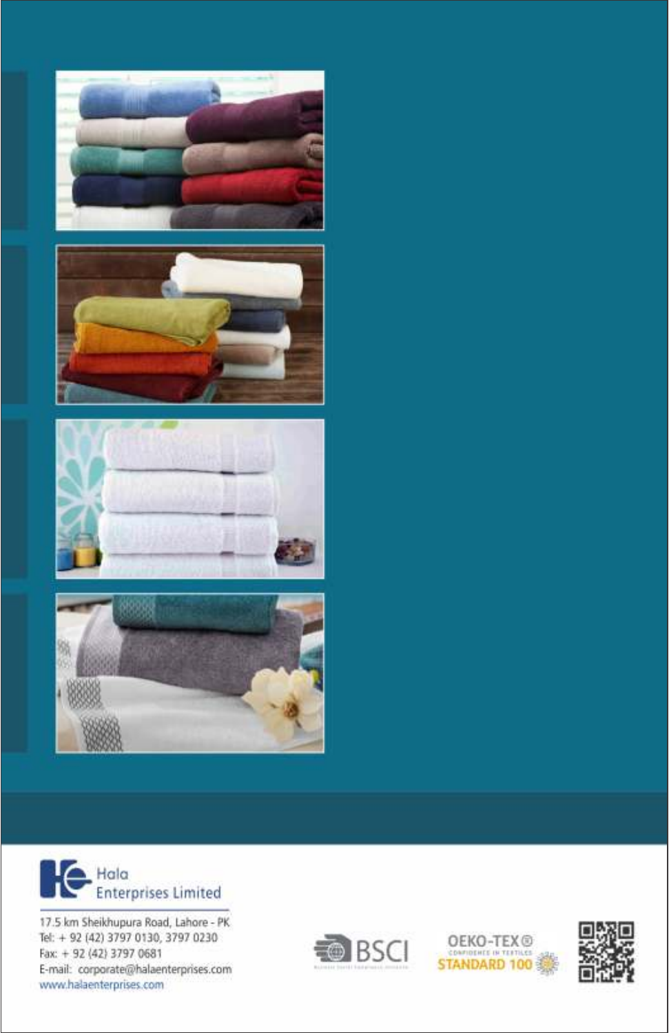Hala Enterprises Limited

17.5 km Sheikhupura Road, Lahore - PK
Tel: + 92 (42) 3797 0130, 3797 0230
Fax: + 92 (42) 3797 0681
E-mail: corporate@halaenterprises.com
www.halaenterprises.com

BSCI

OEKO-TEX®
CONFIDENCE IN TEXTILES
STANDARD 100